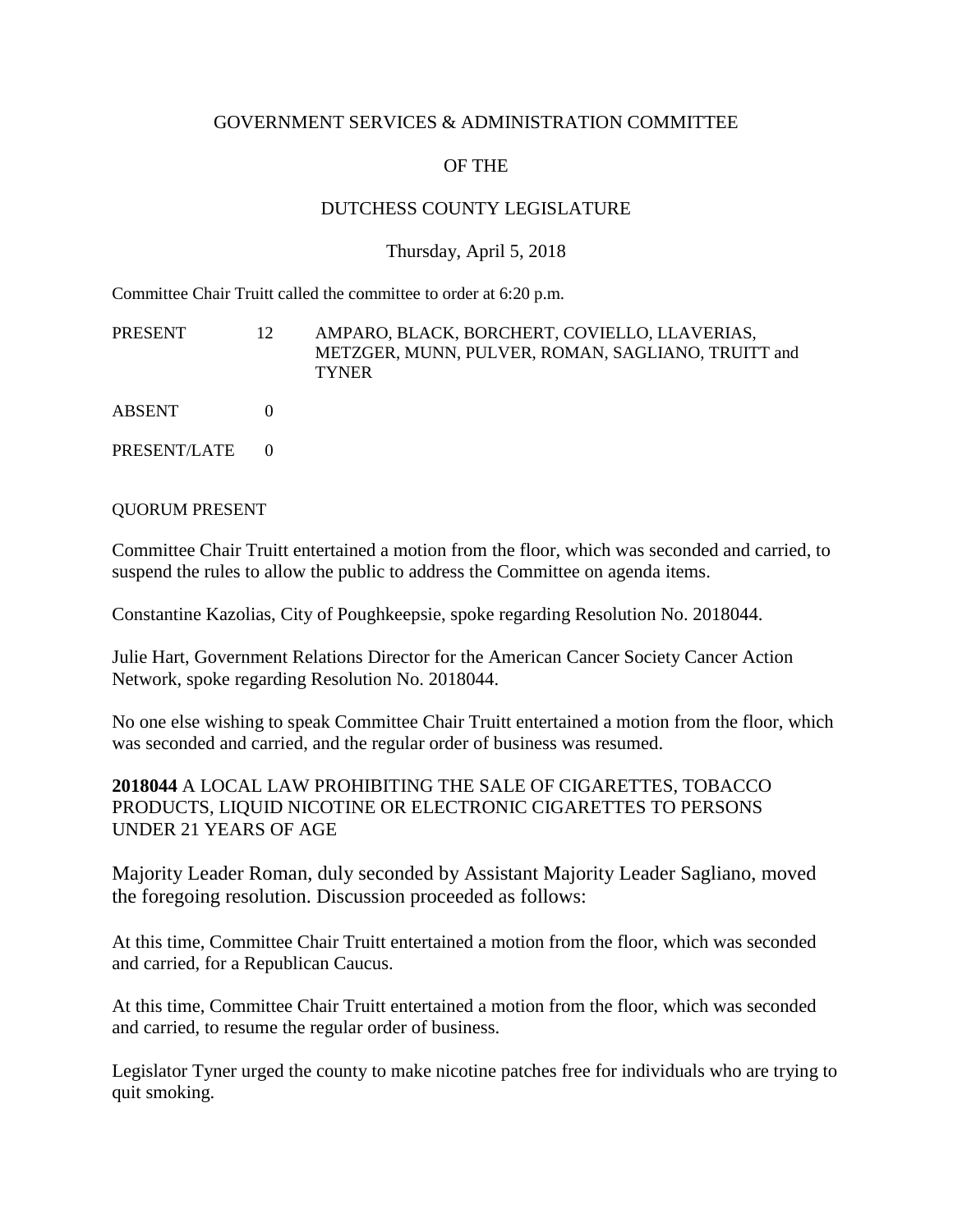GOVERNMENT SERVICES & ADMINISTRATION COMMITTEE

OF THE

DUTCHESS COUNTY LEGISLATURE

Thursday, April 5, 2018

Committee Chair Truitt called the committee to order at 6:20 p.m.

| | | |
|---|---|---|
| PRESENT | 12 | AMPARO, BLACK, BORCHERT, COVIELLO, LLAVERIAS, METZGER, MUNN, PULVER, ROMAN, SAGLIANO, TRUITT and TYNER |
| ABSENT | 0 | |
| PRESENT/LATE | 0 | |

QUORUM PRESENT

Committee Chair Truitt entertained a motion from the floor, which was seconded and carried, to suspend the rules to allow the public to address the Committee on agenda items.

Constantine Kazolias, City of Poughkeepsie, spoke regarding Resolution No. 2018044.

Julie Hart, Government Relations Director for the American Cancer Society Cancer Action Network, spoke regarding Resolution No. 2018044.

No one else wishing to speak Committee Chair Truitt entertained a motion from the floor, which was seconded and carried, and the regular order of business was resumed.

**2018044** A LOCAL LAW PROHIBITING THE SALE OF CIGARETTES, TOBACCO PRODUCTS, LIQUID NICOTINE OR ELECTRONIC CIGARETTES TO PERSONS UNDER 21 YEARS OF AGE

Majority Leader Roman, duly seconded by Assistant Majority Leader Sagliano, moved the foregoing resolution. Discussion proceeded as follows:

At this time, Committee Chair Truitt entertained a motion from the floor, which was seconded and carried, for a Republican Caucus.

At this time, Committee Chair Truitt entertained a motion from the floor, which was seconded and carried, to resume the regular order of business.

Legislator Tyner urged the county to make nicotine patches free for individuals who are trying to quit smoking.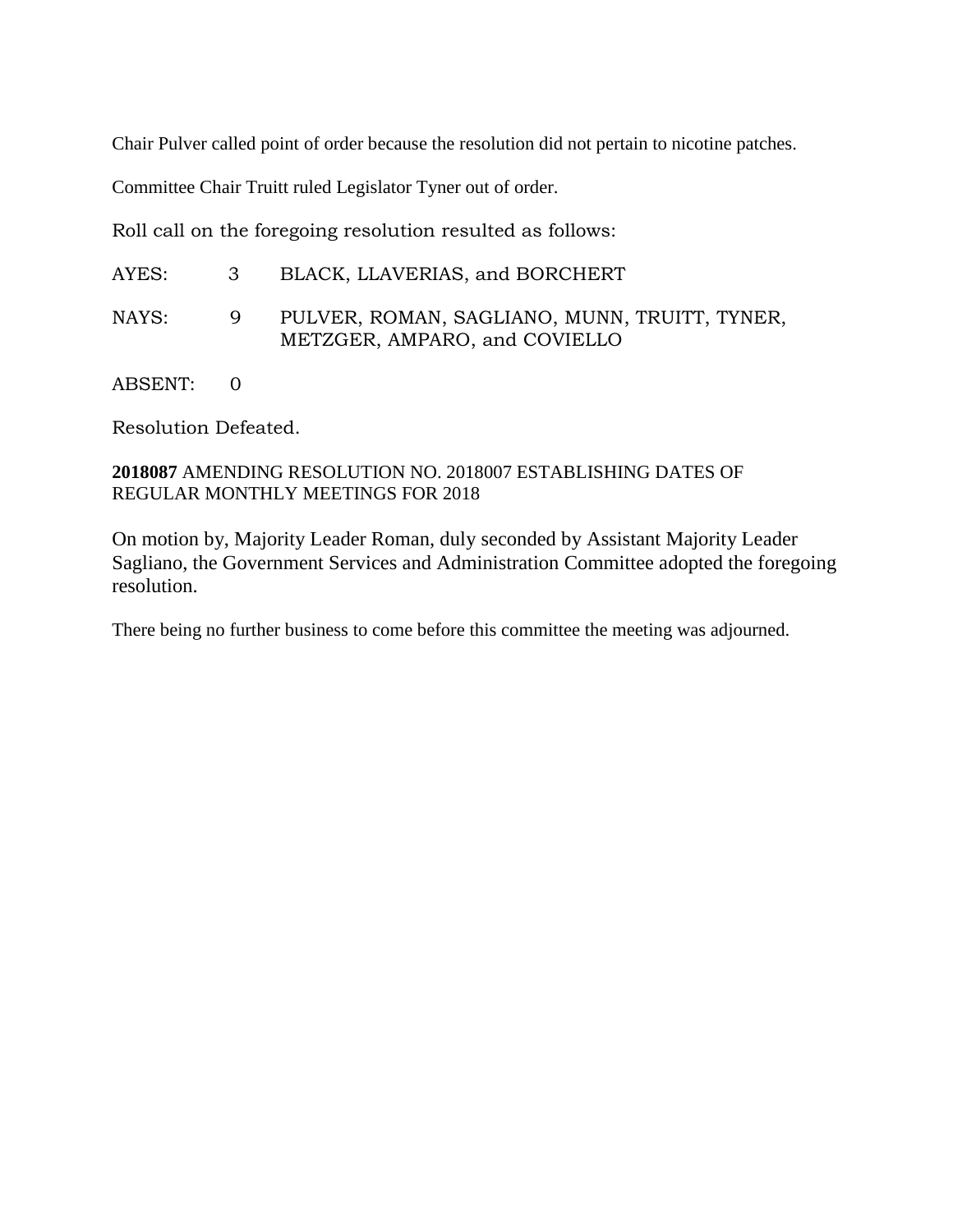Chair Pulver called point of order because the resolution did not pertain to nicotine patches.

Committee Chair Truitt ruled Legislator Tyner out of order.

Roll call on the foregoing resolution resulted as follows:

| | | |
|---|---|---|
| AYES: | 3 | BLACK, LLAVERIAS, and BORCHERT |
| NAYS: | 9 | PULVER, ROMAN, SAGLIANO, MUNN, TRUITT, TYNER, METZGER, AMPARO, and COVIELLO |
| ABSENT: | 0 | |

Resolution Defeated.

**2018087** AMENDING RESOLUTION NO. 2018007 ESTABLISHING DATES OF REGULAR MONTHLY MEETINGS FOR 2018

On motion by, Majority Leader Roman, duly seconded by Assistant Majority Leader Sagliano, the Government Services and Administration Committee adopted the foregoing resolution.

There being no further business to come before this committee the meeting was adjourned.